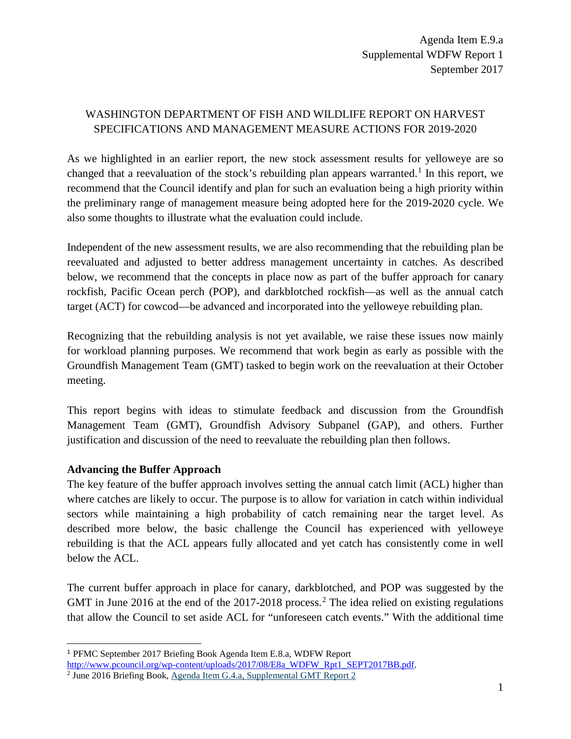Agenda Item E.9.a
Supplemental WDFW Report 1
September 2017

WASHINGTON DEPARTMENT OF FISH AND WILDLIFE REPORT ON HARVEST SPECIFICATIONS AND MANAGEMENT MEASURE ACTIONS FOR 2019-2020

As we highlighted in an earlier report, the new stock assessment results for yelloweye are so changed that a reevaluation of the stock's rebuilding plan appears warranted.[1] In this report, we recommend that the Council identify and plan for such an evaluation being a high priority within the preliminary range of management measure being adopted here for the 2019-2020 cycle. We also some thoughts to illustrate what the evaluation could include.

Independent of the new assessment results, we are also recommending that the rebuilding plan be reevaluated and adjusted to better address management uncertainty in catches. As described below, we recommend that the concepts in place now as part of the buffer approach for canary rockfish, Pacific Ocean perch (POP), and darkblotched rockfish—as well as the annual catch target (ACT) for cowcod—be advanced and incorporated into the yelloweye rebuilding plan.

Recognizing that the rebuilding analysis is not yet available, we raise these issues now mainly for workload planning purposes. We recommend that work begin as early as possible with the Groundfish Management Team (GMT) tasked to begin work on the reevaluation at their October meeting.

This report begins with ideas to stimulate feedback and discussion from the Groundfish Management Team (GMT), Groundfish Advisory Subpanel (GAP), and others. Further justification and discussion of the need to reevaluate the rebuilding plan then follows.

**Advancing the Buffer Approach**

The key feature of the buffer approach involves setting the annual catch limit (ACL) higher than where catches are likely to occur. The purpose is to allow for variation in catch within individual sectors while maintaining a high probability of catch remaining near the target level. As described more below, the basic challenge the Council has experienced with yelloweye rebuilding is that the ACL appears fully allocated and yet catch has consistently come in well below the ACL.

The current buffer approach in place for canary, darkblotched, and POP was suggested by the GMT in June 2016 at the end of the 2017-2018 process.[2] The idea relied on existing regulations that allow the Council to set aside ACL for "unforeseen catch events." With the additional time

[1] PFMC September 2017 Briefing Book Agenda Item E.8.a, WDFW Report http://www.pcouncil.org/wp-content/uploads/2017/08/E8a_WDFW_Rpt1_SEPT2017BB.pdf.

[2] June 2016 Briefing Book, Agenda Item G.4.a, Supplemental GMT Report 2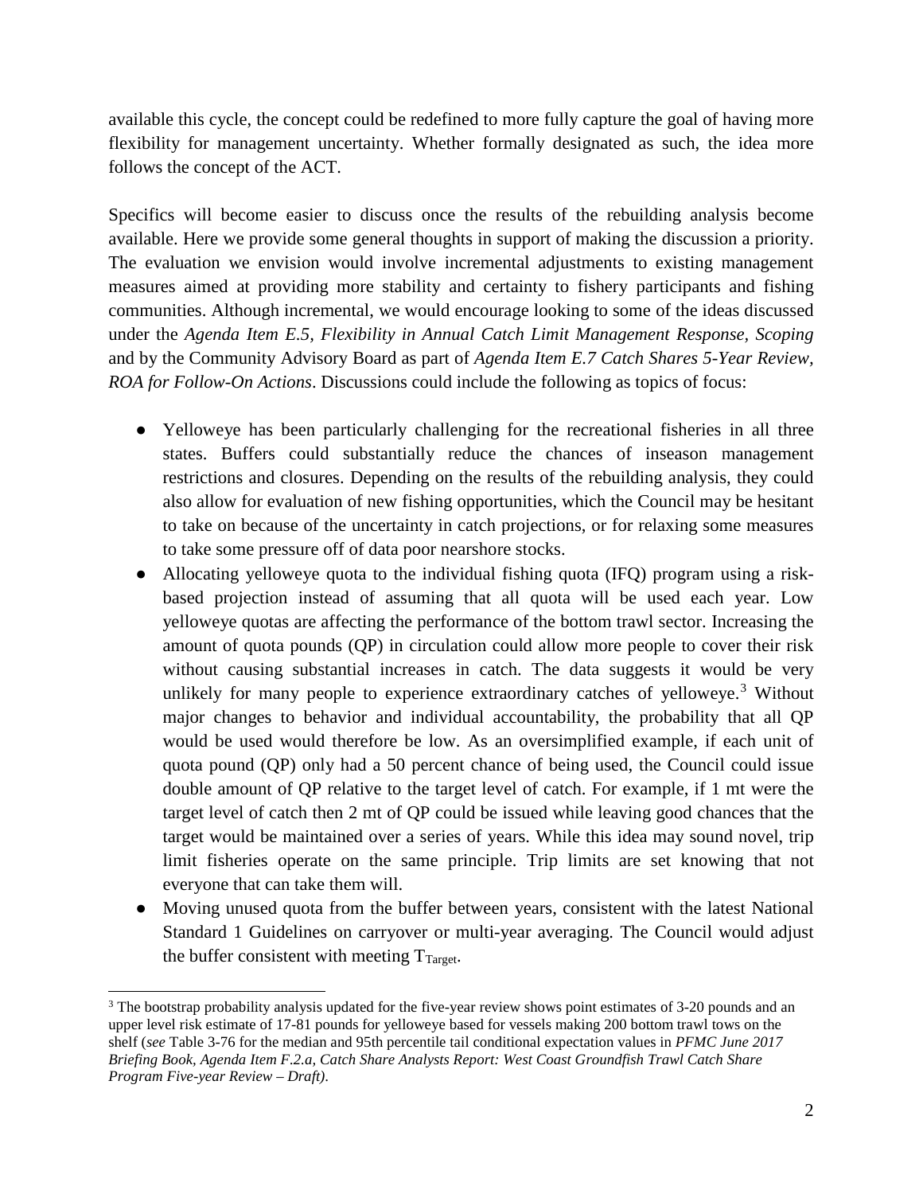available this cycle, the concept could be redefined to more fully capture the goal of having more flexibility for management uncertainty. Whether formally designated as such, the idea more follows the concept of the ACT.

Specifics will become easier to discuss once the results of the rebuilding analysis become available. Here we provide some general thoughts in support of making the discussion a priority. The evaluation we envision would involve incremental adjustments to existing management measures aimed at providing more stability and certainty to fishery participants and fishing communities. Although incremental, we would encourage looking to some of the ideas discussed under the *Agenda Item E.5, Flexibility in Annual Catch Limit Management Response, Scoping* and by the Community Advisory Board as part of *Agenda Item E.7 Catch Shares 5-Year Review, ROA for Follow-On Actions*. Discussions could include the following as topics of focus:

- Yelloweye has been particularly challenging for the recreational fisheries in all three states. Buffers could substantially reduce the chances of inseason management restrictions and closures. Depending on the results of the rebuilding analysis, they could also allow for evaluation of new fishing opportunities, which the Council may be hesitant to take on because of the uncertainty in catch projections, or for relaxing some measures to take some pressure off of data poor nearshore stocks.
- Allocating yelloweye quota to the individual fishing quota (IFQ) program using a risk-based projection instead of assuming that all quota will be used each year. Low yelloweye quotas are affecting the performance of the bottom trawl sector. Increasing the amount of quota pounds (QP) in circulation could allow more people to cover their risk without causing substantial increases in catch. The data suggests it would be very unlikely for many people to experience extraordinary catches of yelloweye.[3] Without major changes to behavior and individual accountability, the probability that all QP would be used would therefore be low. As an oversimplified example, if each unit of quota pound (QP) only had a 50 percent chance of being used, the Council could issue double amount of QP relative to the target level of catch. For example, if 1 mt were the target level of catch then 2 mt of QP could be issued while leaving good chances that the target would be maintained over a series of years. While this idea may sound novel, trip limit fisheries operate on the same principle. Trip limits are set knowing that not everyone that can take them will.
- Moving unused quota from the buffer between years, consistent with the latest National Standard 1 Guidelines on carryover or multi-year averaging. The Council would adjust the buffer consistent with meeting $T_{Target}$.

[3] The bootstrap probability analysis updated for the five-year review shows point estimates of 3-20 pounds and an upper level risk estimate of 17-81 pounds for yelloweye based for vessels making 200 bottom trawl tows on the shelf (*see* Table 3-76 for the median and 95th percentile tail conditional expectation values in *PFMC June 2017 Briefing Book, Agenda Item F.2.a, Catch Share Analysts Report: West Coast Groundfish Trawl Catch Share Program Five-year Review – Draft)*.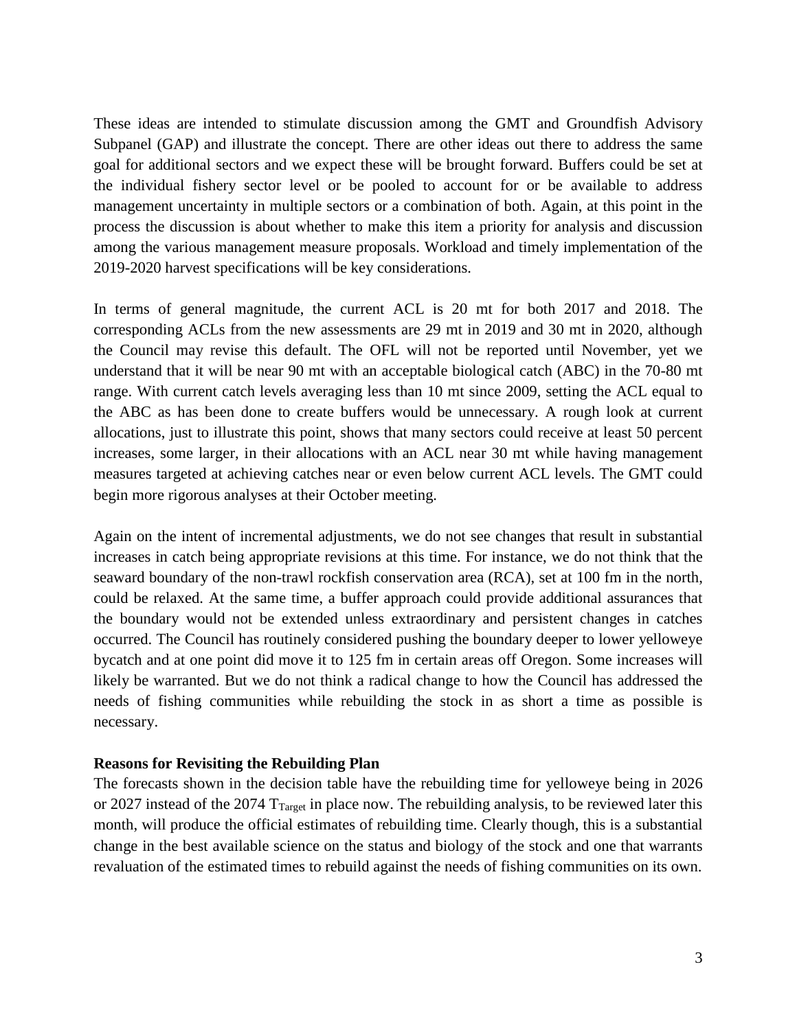These ideas are intended to stimulate discussion among the GMT and Groundfish Advisory Subpanel (GAP) and illustrate the concept. There are other ideas out there to address the same goal for additional sectors and we expect these will be brought forward. Buffers could be set at the individual fishery sector level or be pooled to account for or be available to address management uncertainty in multiple sectors or a combination of both. Again, at this point in the process the discussion is about whether to make this item a priority for analysis and discussion among the various management measure proposals. Workload and timely implementation of the 2019-2020 harvest specifications will be key considerations.

In terms of general magnitude, the current ACL is 20 mt for both 2017 and 2018. The corresponding ACLs from the new assessments are 29 mt in 2019 and 30 mt in 2020, although the Council may revise this default. The OFL will not be reported until November, yet we understand that it will be near 90 mt with an acceptable biological catch (ABC) in the 70-80 mt range. With current catch levels averaging less than 10 mt since 2009, setting the ACL equal to the ABC as has been done to create buffers would be unnecessary. A rough look at current allocations, just to illustrate this point, shows that many sectors could receive at least 50 percent increases, some larger, in their allocations with an ACL near 30 mt while having management measures targeted at achieving catches near or even below current ACL levels. The GMT could begin more rigorous analyses at their October meeting.

Again on the intent of incremental adjustments, we do not see changes that result in substantial increases in catch being appropriate revisions at this time. For instance, we do not think that the seaward boundary of the non-trawl rockfish conservation area (RCA), set at 100 fm in the north, could be relaxed. At the same time, a buffer approach could provide additional assurances that the boundary would not be extended unless extraordinary and persistent changes in catches occurred. The Council has routinely considered pushing the boundary deeper to lower yelloweye bycatch and at one point did move it to 125 fm in certain areas off Oregon. Some increases will likely be warranted. But we do not think a radical change to how the Council has addressed the needs of fishing communities while rebuilding the stock in as short a time as possible is necessary.

**Reasons for Revisiting the Rebuilding Plan**

The forecasts shown in the decision table have the rebuilding time for yelloweye being in 2026 or 2027 instead of the 2074 $T_{Target}$ in place now. The rebuilding analysis, to be reviewed later this month, will produce the official estimates of rebuilding time. Clearly though, this is a substantial change in the best available science on the status and biology of the stock and one that warrants revaluation of the estimated times to rebuild against the needs of fishing communities on its own.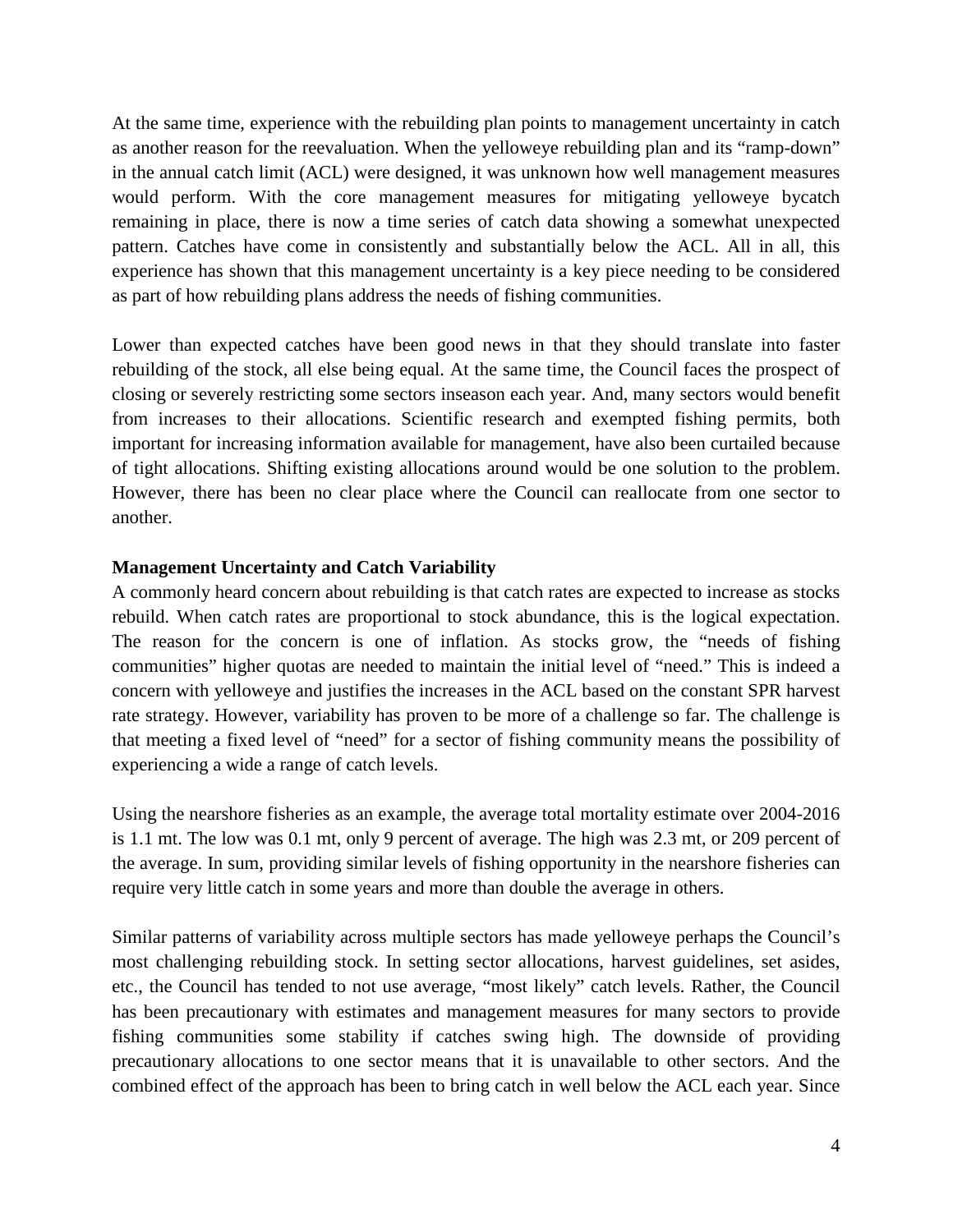At the same time, experience with the rebuilding plan points to management uncertainty in catch as another reason for the reevaluation. When the yelloweye rebuilding plan and its "ramp-down" in the annual catch limit (ACL) were designed, it was unknown how well management measures would perform. With the core management measures for mitigating yelloweye bycatch remaining in place, there is now a time series of catch data showing a somewhat unexpected pattern. Catches have come in consistently and substantially below the ACL. All in all, this experience has shown that this management uncertainty is a key piece needing to be considered as part of how rebuilding plans address the needs of fishing communities.

Lower than expected catches have been good news in that they should translate into faster rebuilding of the stock, all else being equal. At the same time, the Council faces the prospect of closing or severely restricting some sectors inseason each year. And, many sectors would benefit from increases to their allocations. Scientific research and exempted fishing permits, both important for increasing information available for management, have also been curtailed because of tight allocations. Shifting existing allocations around would be one solution to the problem. However, there has been no clear place where the Council can reallocate from one sector to another.

**Management Uncertainty and Catch Variability**

A commonly heard concern about rebuilding is that catch rates are expected to increase as stocks rebuild. When catch rates are proportional to stock abundance, this is the logical expectation. The reason for the concern is one of inflation. As stocks grow, the "needs of fishing communities" higher quotas are needed to maintain the initial level of "need." This is indeed a concern with yelloweye and justifies the increases in the ACL based on the constant SPR harvest rate strategy. However, variability has proven to be more of a challenge so far. The challenge is that meeting a fixed level of "need" for a sector of fishing community means the possibility of experiencing a wide a range of catch levels.

Using the nearshore fisheries as an example, the average total mortality estimate over 2004-2016 is 1.1 mt. The low was 0.1 mt, only 9 percent of average. The high was 2.3 mt, or 209 percent of the average. In sum, providing similar levels of fishing opportunity in the nearshore fisheries can require very little catch in some years and more than double the average in others.

Similar patterns of variability across multiple sectors has made yelloweye perhaps the Council's most challenging rebuilding stock. In setting sector allocations, harvest guidelines, set asides, etc., the Council has tended to not use average, "most likely" catch levels. Rather, the Council has been precautionary with estimates and management measures for many sectors to provide fishing communities some stability if catches swing high. The downside of providing precautionary allocations to one sector means that it is unavailable to other sectors. And the combined effect of the approach has been to bring catch in well below the ACL each year. Since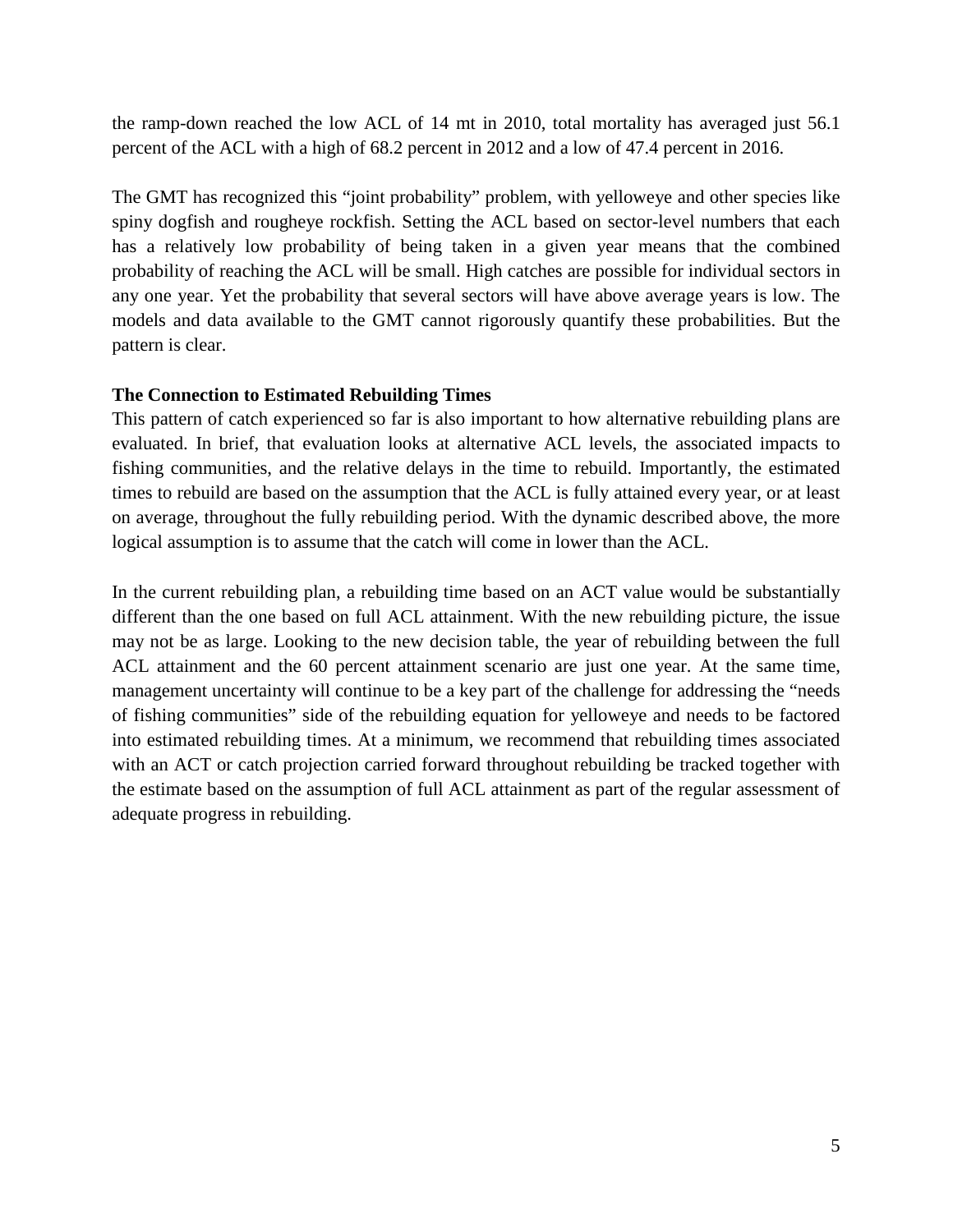the ramp-down reached the low ACL of 14 mt in 2010, total mortality has averaged just 56.1 percent of the ACL with a high of 68.2 percent in 2012 and a low of 47.4 percent in 2016.

The GMT has recognized this "joint probability" problem, with yelloweye and other species like spiny dogfish and rougheye rockfish. Setting the ACL based on sector-level numbers that each has a relatively low probability of being taken in a given year means that the combined probability of reaching the ACL will be small. High catches are possible for individual sectors in any one year. Yet the probability that several sectors will have above average years is low. The models and data available to the GMT cannot rigorously quantify these probabilities. But the pattern is clear.

**The Connection to Estimated Rebuilding Times**

This pattern of catch experienced so far is also important to how alternative rebuilding plans are evaluated. In brief, that evaluation looks at alternative ACL levels, the associated impacts to fishing communities, and the relative delays in the time to rebuild. Importantly, the estimated times to rebuild are based on the assumption that the ACL is fully attained every year, or at least on average, throughout the fully rebuilding period. With the dynamic described above, the more logical assumption is to assume that the catch will come in lower than the ACL.

In the current rebuilding plan, a rebuilding time based on an ACT value would be substantially different than the one based on full ACL attainment. With the new rebuilding picture, the issue may not be as large. Looking to the new decision table, the year of rebuilding between the full ACL attainment and the 60 percent attainment scenario are just one year. At the same time, management uncertainty will continue to be a key part of the challenge for addressing the "needs of fishing communities" side of the rebuilding equation for yelloweye and needs to be factored into estimated rebuilding times. At a minimum, we recommend that rebuilding times associated with an ACT or catch projection carried forward throughout rebuilding be tracked together with the estimate based on the assumption of full ACL attainment as part of the regular assessment of adequate progress in rebuilding.